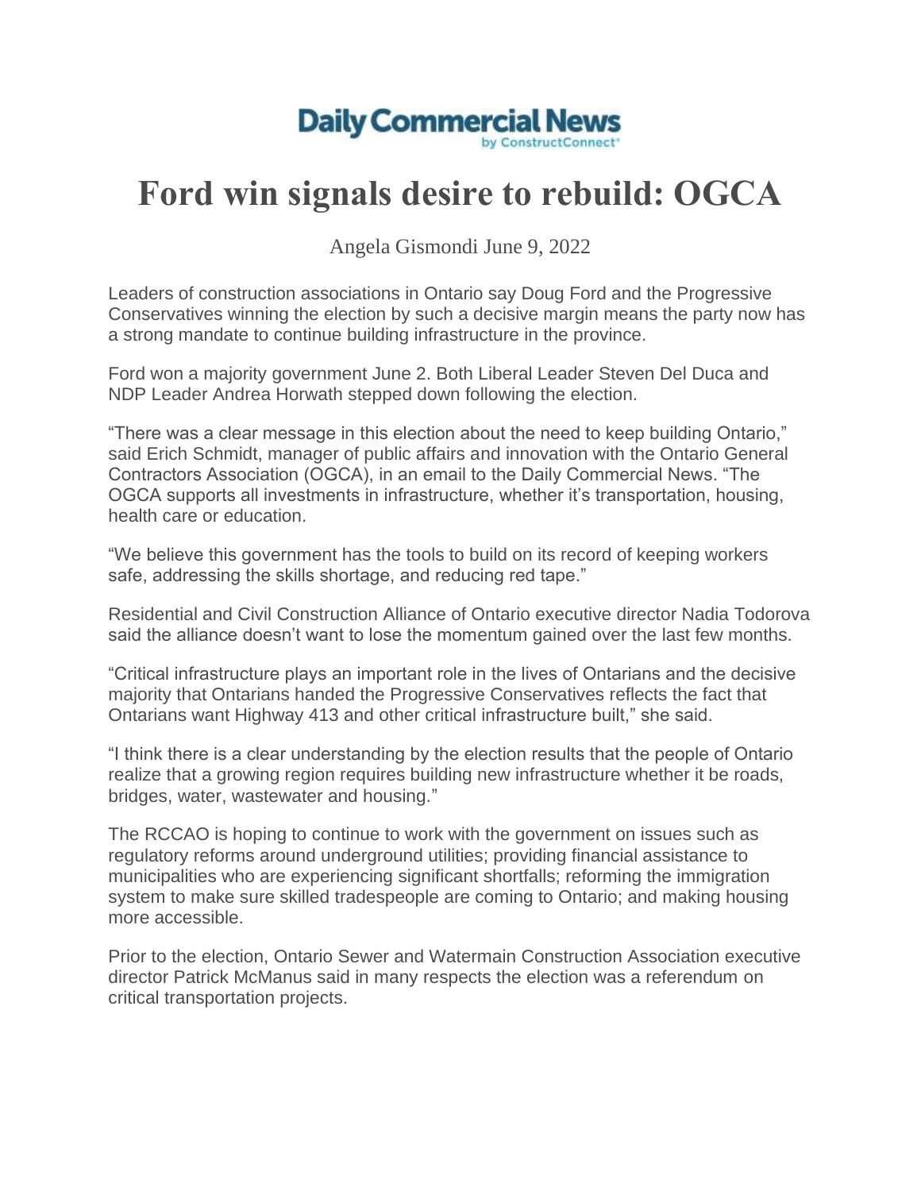Daily Commercial News
by ConstructConnect

# Ford win signals desire to rebuild: OGCA

Angela Gismondi June 9, 2022

Leaders of construction associations in Ontario say Doug Ford and the Progressive Conservatives winning the election by such a decisive margin means the party now has a strong mandate to continue building infrastructure in the province.

Ford won a majority government June 2. Both Liberal Leader Steven Del Duca and NDP Leader Andrea Horwath stepped down following the election.

"There was a clear message in this election about the need to keep building Ontario," said Erich Schmidt, manager of public affairs and innovation with the Ontario General Contractors Association (OGCA), in an email to the Daily Commercial News. "The OGCA supports all investments in infrastructure, whether it's transportation, housing, health care or education.

"We believe this government has the tools to build on its record of keeping workers safe, addressing the skills shortage, and reducing red tape."

Residential and Civil Construction Alliance of Ontario executive director Nadia Todorova said the alliance doesn't want to lose the momentum gained over the last few months.

"Critical infrastructure plays an important role in the lives of Ontarians and the decisive majority that Ontarians handed the Progressive Conservatives reflects the fact that Ontarians want Highway 413 and other critical infrastructure built," she said.

"I think there is a clear understanding by the election results that the people of Ontario realize that a growing region requires building new infrastructure whether it be roads, bridges, water, wastewater and housing."

The RCCAO is hoping to continue to work with the government on issues such as regulatory reforms around underground utilities; providing financial assistance to municipalities who are experiencing significant shortfalls; reforming the immigration system to make sure skilled tradespeople are coming to Ontario; and making housing more accessible.

Prior to the election, Ontario Sewer and Watermain Construction Association executive director Patrick McManus said in many respects the election was a referendum on critical transportation projects.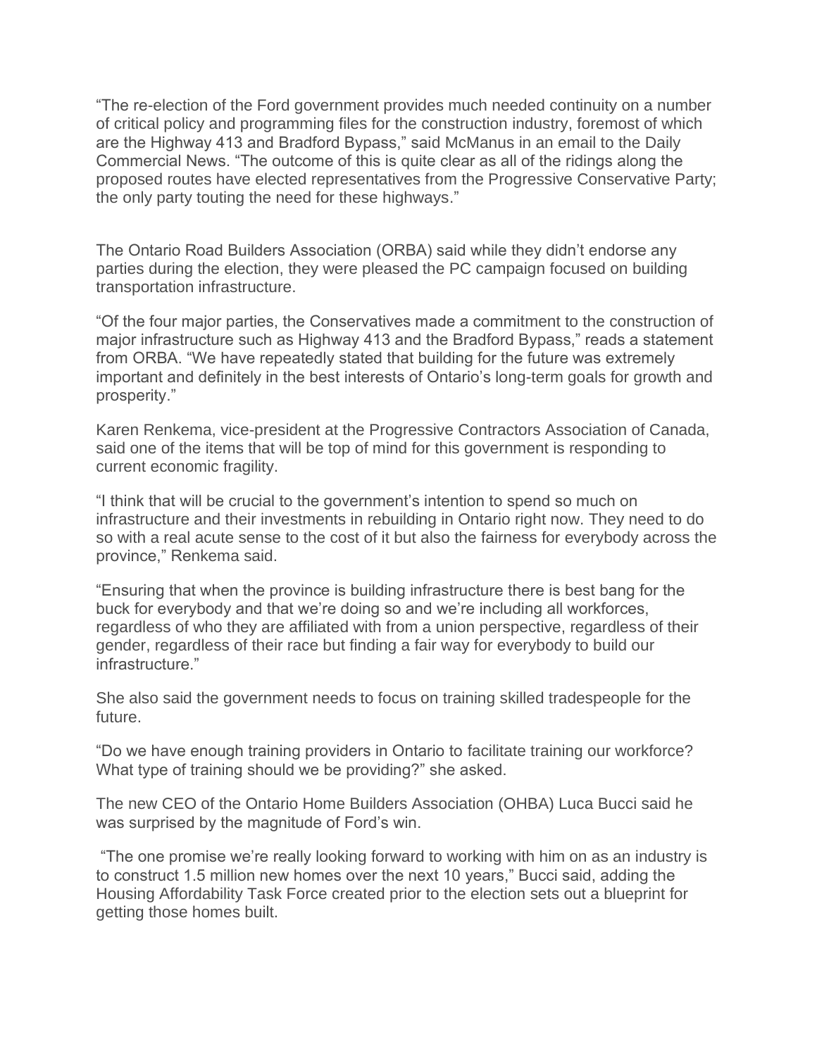"The re-election of the Ford government provides much needed continuity on a number of critical policy and programming files for the construction industry, foremost of which are the Highway 413 and Bradford Bypass," said McManus in an email to the Daily Commercial News. "The outcome of this is quite clear as all of the ridings along the proposed routes have elected representatives from the Progressive Conservative Party; the only party touting the need for these highways."

The Ontario Road Builders Association (ORBA) said while they didn't endorse any parties during the election, they were pleased the PC campaign focused on building transportation infrastructure.

"Of the four major parties, the Conservatives made a commitment to the construction of major infrastructure such as Highway 413 and the Bradford Bypass," reads a statement from ORBA. "We have repeatedly stated that building for the future was extremely important and definitely in the best interests of Ontario's long-term goals for growth and prosperity."

Karen Renkema, vice-president at the Progressive Contractors Association of Canada, said one of the items that will be top of mind for this government is responding to current economic fragility.

"I think that will be crucial to the government's intention to spend so much on infrastructure and their investments in rebuilding in Ontario right now. They need to do so with a real acute sense to the cost of it but also the fairness for everybody across the province," Renkema said.

"Ensuring that when the province is building infrastructure there is best bang for the buck for everybody and that we're doing so and we're including all workforces, regardless of who they are affiliated with from a union perspective, regardless of their gender, regardless of their race but finding a fair way for everybody to build our infrastructure."

She also said the government needs to focus on training skilled tradespeople for the future.

"Do we have enough training providers in Ontario to facilitate training our workforce? What type of training should we be providing?" she asked.

The new CEO of the Ontario Home Builders Association (OHBA) Luca Bucci said he was surprised by the magnitude of Ford's win.

"The one promise we're really looking forward to working with him on as an industry is to construct 1.5 million new homes over the next 10 years," Bucci said, adding the Housing Affordability Task Force created prior to the election sets out a blueprint for getting those homes built.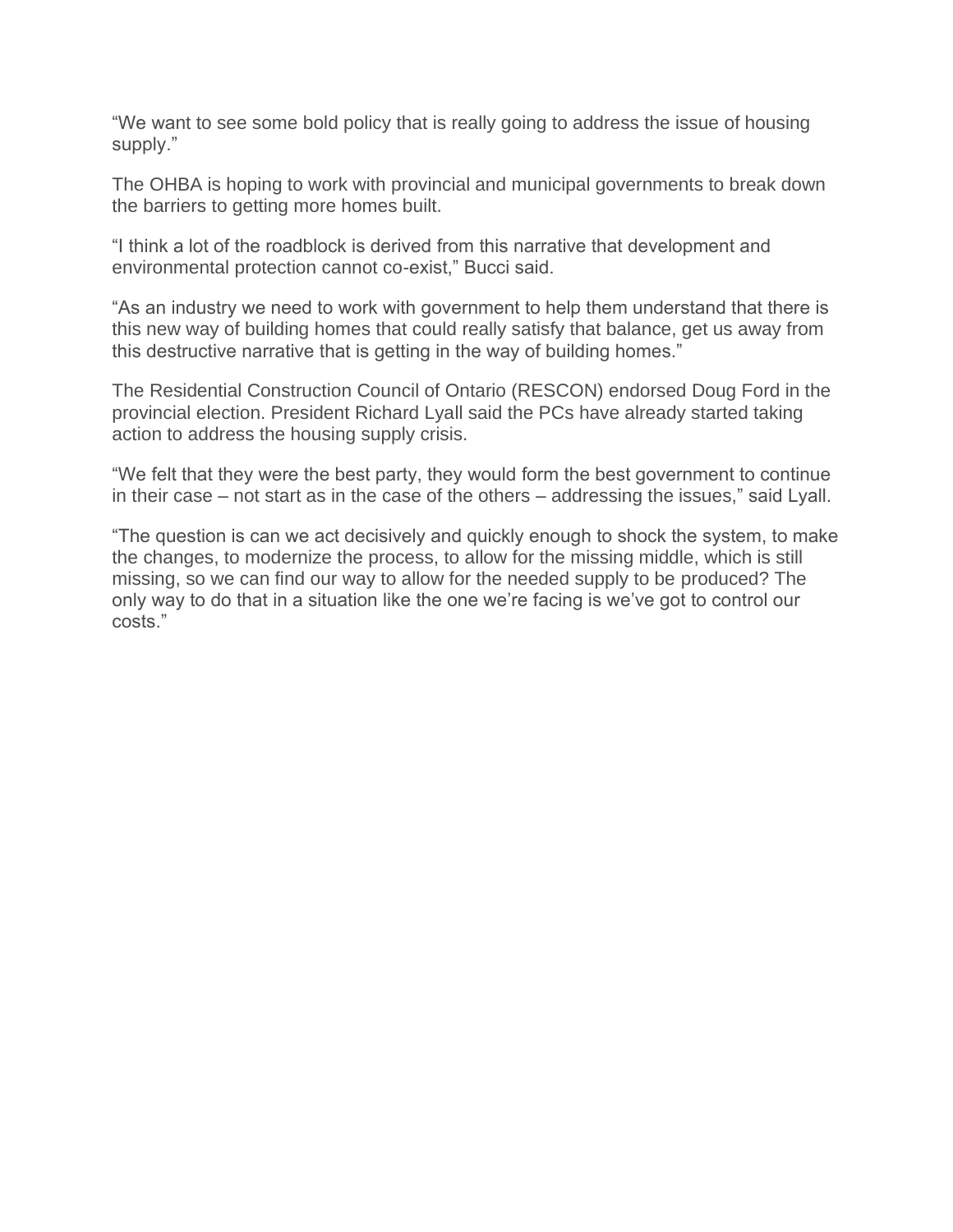“We want to see some bold policy that is really going to address the issue of housing supply.”

The OHBA is hoping to work with provincial and municipal governments to break down the barriers to getting more homes built.

“I think a lot of the roadblock is derived from this narrative that development and environmental protection cannot co-exist,” Bucci said.

“As an industry we need to work with government to help them understand that there is this new way of building homes that could really satisfy that balance, get us away from this destructive narrative that is getting in the way of building homes.”

The Residential Construction Council of Ontario (RESCON) endorsed Doug Ford in the provincial election. President Richard Lyall said the PCs have already started taking action to address the housing supply crisis.

“We felt that they were the best party, they would form the best government to continue in their case – not start as in the case of the others – addressing the issues,” said Lyall.

“The question is can we act decisively and quickly enough to shock the system, to make the changes, to modernize the process, to allow for the missing middle, which is still missing, so we can find our way to allow for the needed supply to be produced? The only way to do that in a situation like the one we’re facing is we’ve got to control our costs.”